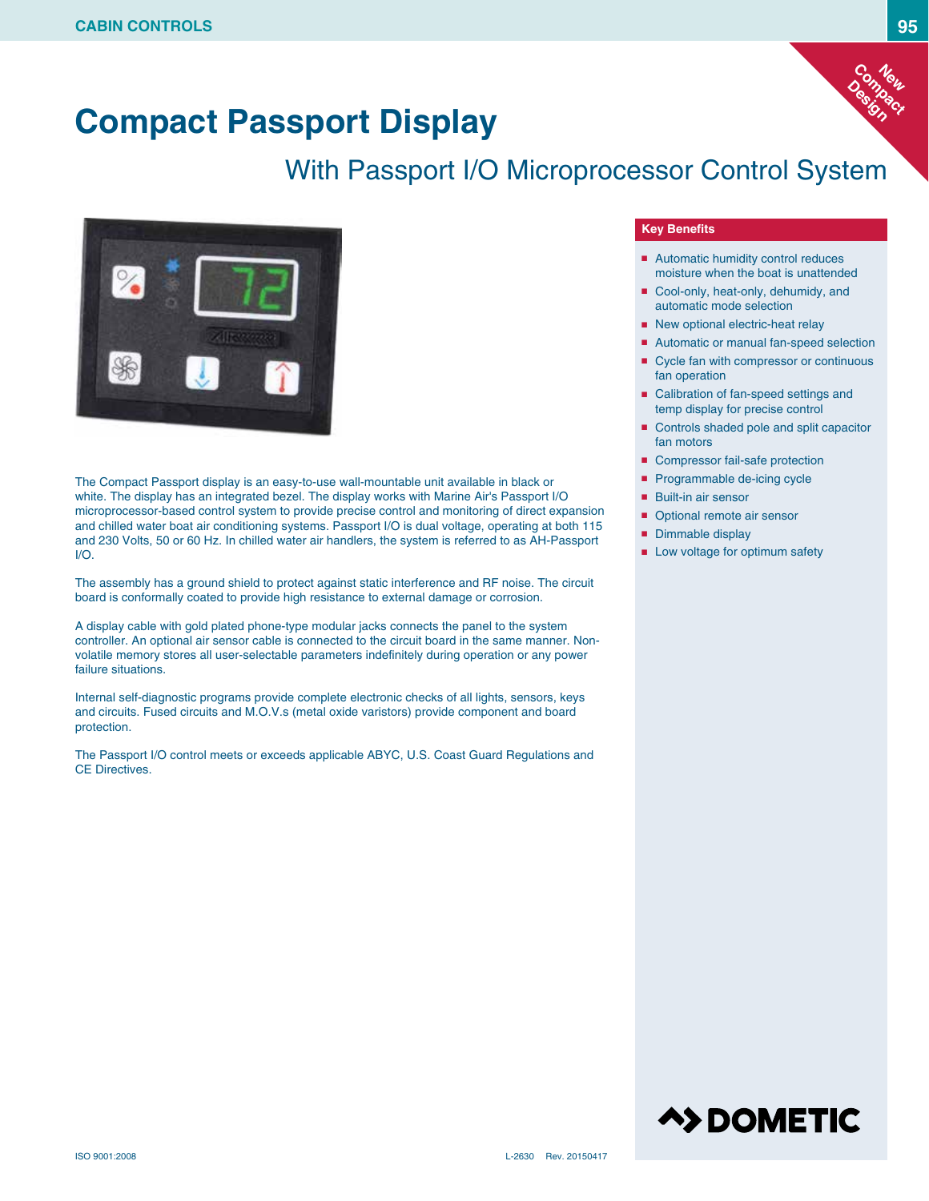# Compact Passport Display

## With Passport I/O Microprocessor Control System

New Compact Design

The Compact Passport display is an easy-to-use wall-mountable unit available in black or white. The display has an integrated bezel. The display works with Marine Air's Passport I/O microprocessor-based control system to provide precise control and monitoring of direct expansion and chilled water boat air conditioning systems. Passport I/O is dual voltage, operating at both 115 and 230 Volts, 50 or 60 Hz. In chilled water air handlers, the system is referred to as AH-Passport I/O.

The assembly has a ground shield to protect against static interference and RF noise. The circuit board is conformally coated to provide high resistance to external damage or corrosion.

A display cable with gold plated phone-type modular jacks connects the panel to the system controller. An optional air sensor cable is connected to the circuit board in the same manner. Non-volatile memory stores all user-selectable parameters indefinitely during operation or any power failure situations.

Internal self-diagnostic programs provide complete electronic checks of all lights, sensors, keys and circuits. Fused circuits and M.O.V.s (metal oxide varistors) provide component and board protection.

The Passport I/O control meets or exceeds applicable ABYC, U.S. Coast Guard Regulations and CE Directives.

### Key Benefits

- Automatic humidity control reduces moisture when the boat is unattended
- Cool-only, heat-only, dehumidy, and automatic mode selection
- New optional electric-heat relay
- Automatic or manual fan-speed selection
- Cycle fan with compressor or continuous fan operation
- Calibration of fan-speed settings and temp display for precise control
- Controls shaded pole and split capacitor fan motors
- Compressor fail-safe protection
- Programmable de-icing cycle
- Built-in air sensor
- Optional remote air sensor
- Dimmable display
- Low voltage for optimum safety

ISO 9001:2008

L-2630 Rev. 20150417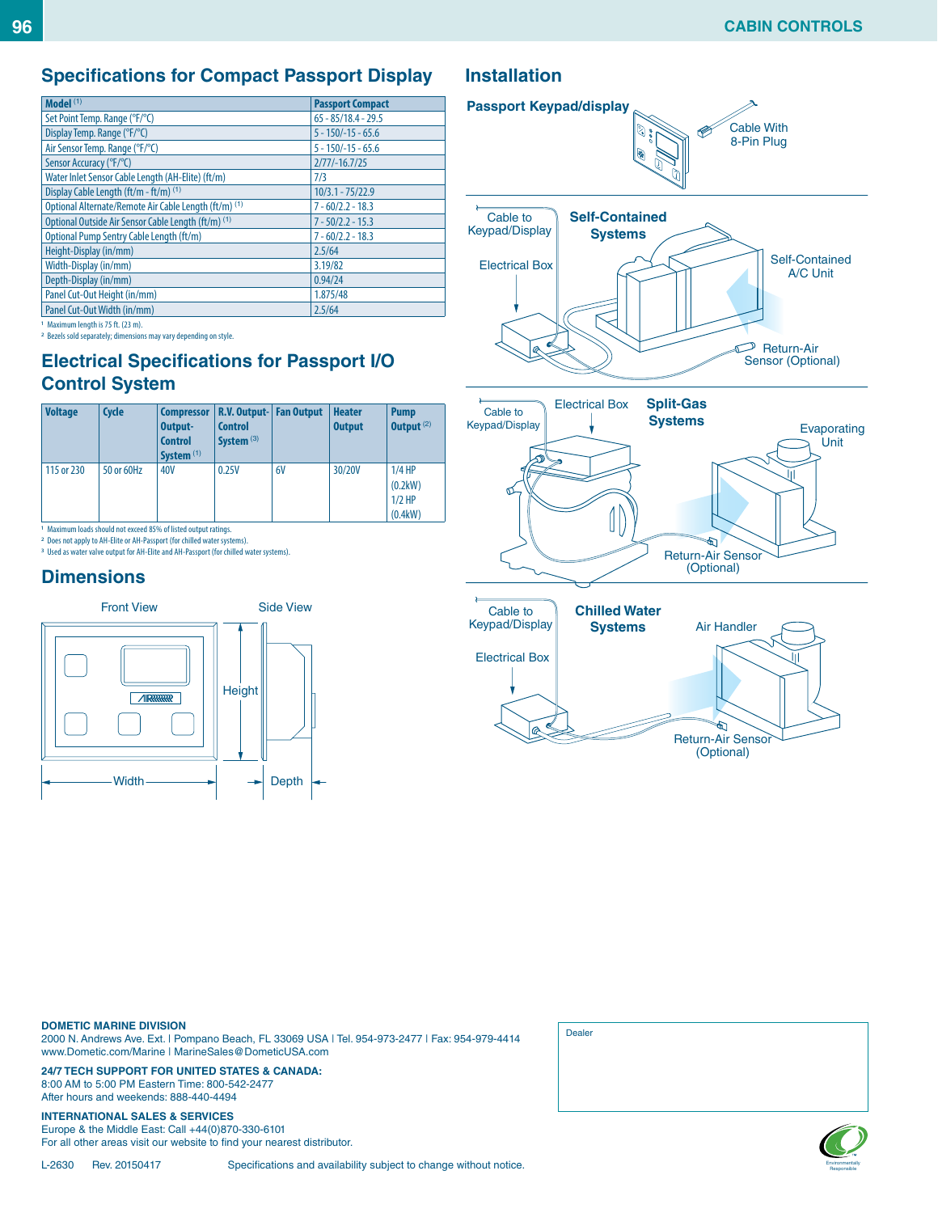## Specifications for Compact Passport Display

| Model [1] | Passport Compact |
|---|---|
| Set Point Temp. Range (°F/°C) | 65 - 85/18.4 - 29.5 |
| Display Temp. Range (°F/°C) | 5 - 150/-15 - 65.6 |
| Air Sensor Temp. Range (°F/°C) | 5 - 150/-15 - 65.6 |
| Sensor Accuracy (°F/°C) | 2/77/-16.7/25 |
| Water Inlet Sensor Cable Length (AH-Elite) (ft/m) | 7/3 |
| Display Cable Length (ft/m - ft/m) [1] | 10/3.1 - 75/22.9 |
| Optional Alternate/Remote Air Cable Length (ft/m) [1] | 7 - 60/2.2 - 18.3 |
| Optional Outside Air Sensor Cable Length (ft/m) [1] | 7 - 50/2.2 - 15.3 |
| Optional Pump Sentry Cable Length (ft/m) | 7 - 60/2.2 - 18.3 |
| Height-Display (in/mm) | 2.5/64 |
| Width-Display (in/mm) | 3.19/82 |
| Depth-Display (in/mm) | 0.94/24 |
| Panel Cut-Out Height (in/mm) | 1.875/48 |
| Panel Cut-Out Width (in/mm) | 2.5/64 |

[1] Maximum length is 75 ft. (23 m).
[2] Bezels sold separately; dimensions may vary depending on style.

## Electrical Specifications for Passport I/O Control System

| Voltage | Cycle | Compressor Output-Control System [1] | R.V. Output-Control System [3] | Fan Output | Heater Output | Pump Output [2] |
|---|---|---|---|---|---|---|
| 115 or 230 | 50 or 60Hz | 40V | 0.25V | 6V | 30/20V | 1/4 HP (0.2kW) 1/2 HP (0.4kW) |

[1] Maximum loads should not exceed 85% of listed output ratings.
[2] Does not apply to AH-Elite or AH-Passport (for chilled water systems).
[3] Used as water valve output for AH-Elite and AH-Passport (for chilled water systems).

## Dimensions

Front View

Side View

Height

Width

Depth

## Installation

**Passport Keypad/display**

Cable With 8-Pin Plug

**Self-Contained Systems**

Cable to Keypad/Display

Electrical Box

Self-Contained A/C Unit

Return-Air Sensor (Optional)

**Split-Gas Systems**

Cable to Keypad/Display

Electrical Box

Evaporating Unit

Return-Air Sensor (Optional)

**Chilled Water Systems**

Cable to Keypad/Display

Electrical Box

Air Handler

Return-Air Sensor (Optional)

**DOMETIC MARINE DIVISION**
2000 N. Andrews Ave. Ext. | Pompano Beach, FL 33069 USA | Tel. 954-973-2477 | Fax: 954-979-4414
www.Dometic.com/Marine | MarineSales@DometicUSA.com

**24/7 TECH SUPPORT FOR UNITED STATES & CANADA:**
8:00 AM to 5:00 PM Eastern Time: 800-542-2477
After hours and weekends: 888-440-4494

**INTERNATIONAL SALES & SERVICES**
Europe & the Middle East: Call +44(0)870-330-6101
For all other areas visit our website to find your nearest distributor.

Dealer

L-2630 Rev. 20150417 Specifications and availability subject to change without notice.